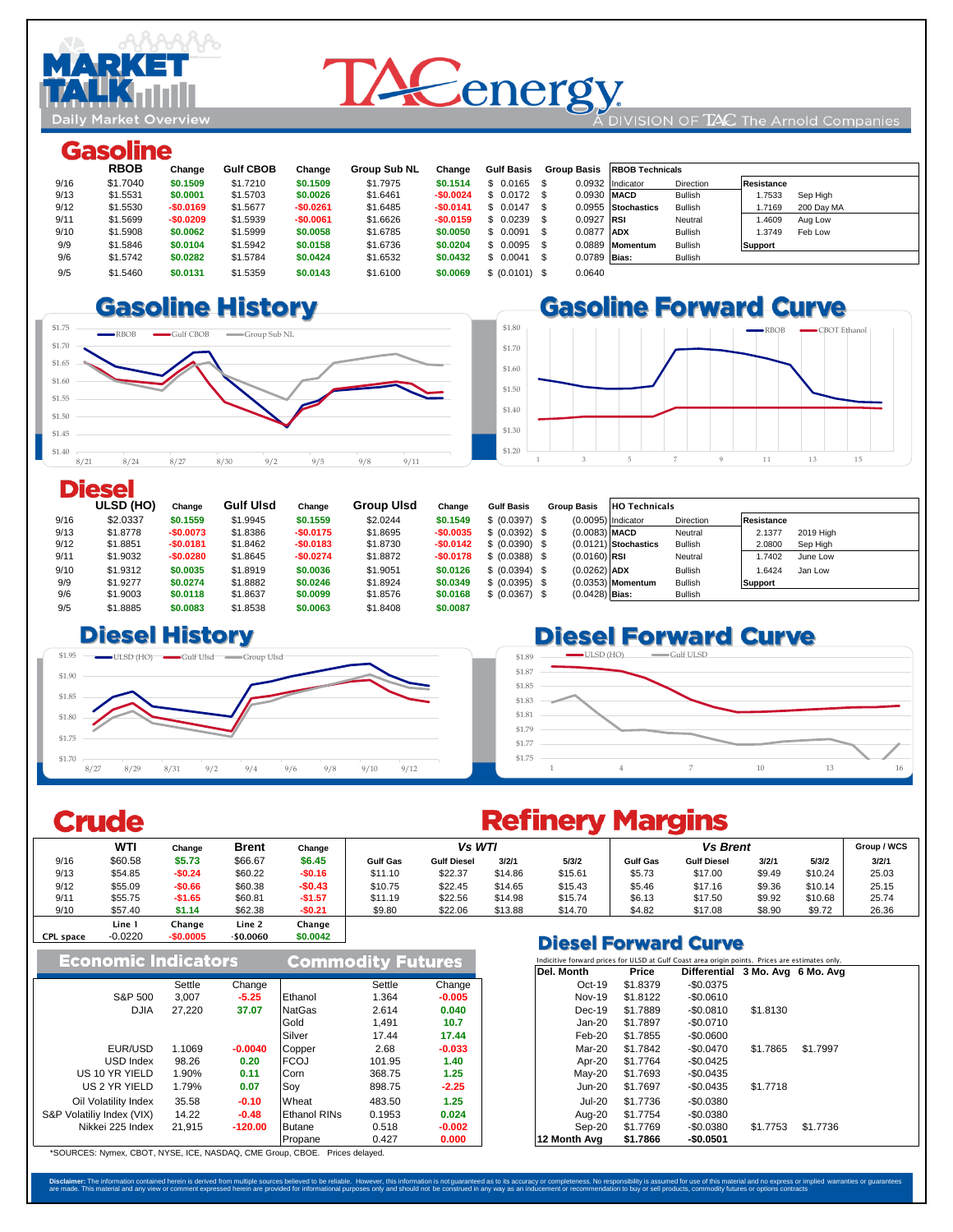# MARKET TALK — Daily Market Overview

TACenergy — A DIVISION OF TAC The Arnold Companies

## Gasoline

| | RBOB | Change | Gulf CBOB | Change | Group Sub NL | Change | Gulf Basis | Group Basis |
|---|---|---|---|---|---|---|---|---|
| 9/16 | $1.7040 | $0.1509 | $1.7210 | $0.1509 | $1.7975 | $0.1514 | $ 0.0165 | $ 0.0932 |
| 9/13 | $1.5531 | $0.0001 | $1.5703 | $0.0026 | $1.6461 | -$0.0024 | $ 0.0172 | $ 0.0930 |
| 9/12 | $1.5530 | -$0.0169 | $1.5677 | -$0.0261 | $1.6485 | -$0.0141 | $ 0.0147 | $ 0.0955 |
| 9/11 | $1.5699 | -$0.0209 | $1.5939 | -$0.0061 | $1.6626 | -$0.0159 | $ 0.0239 | $ 0.0927 |
| 9/10 | $1.5908 | $0.0062 | $1.5999 | $0.0058 | $1.6785 | $0.0050 | $ 0.0091 | $ 0.0877 |
| 9/9 | $1.5846 | $0.0104 | $1.5942 | $0.0158 | $1.6736 | $0.0204 | $ 0.0095 | $ 0.0889 |
| 9/6 | $1.5742 | $0.0282 | $1.5784 | $0.0424 | $1.6532 | $0.0432 | $ 0.0041 | $ 0.0789 |
| 9/5 | $1.5460 | $0.0131 | $1.5359 | $0.0143 | $1.6100 | $0.0069 | $ (0.0101) | $ 0.0640 |

**RBOB Technicals**

| Indicator | Direction |
|---|---|
| MACD | Bullish |
| Stochastics | Bullish |
| RSI | Neutral |
| ADX | Bullish |
| Momentum | Bullish |
| **Bias:** | Bullish |

| Resistance | |
|---|---|
| 1.7533 | Sep High |
| 1.7169 | 200 Day MA |
| **Support** | |
| 1.4609 | Aug Low |
| 1.3749 | Feb Low |

### Gasoline History

### Gasoline Forward Curve

## Diesel

| | ULSD (HO) | Change | Gulf Ulsd | Change | Group Ulsd | Change | Gulf Basis | Group Basis |
|---|---|---|---|---|---|---|---|---|
| 9/16 | $2.0337 | $0.1559 | $1.9945 | $0.1559 | $2.0244 | $0.1549 | $ (0.0397) | $ (0.0095) |
| 9/13 | $1.8778 | -$0.0073 | $1.8386 | -$0.0175 | $1.8695 | -$0.0035 | $ (0.0392) | $ (0.0083) |
| 9/12 | $1.8851 | -$0.0181 | $1.8462 | -$0.0183 | $1.8730 | -$0.0142 | $ (0.0390) | $ (0.0121) |
| 9/11 | $1.9032 | -$0.0280 | $1.8645 | -$0.0274 | $1.8872 | -$0.0178 | $ (0.0388) | $ (0.0160) |
| 9/10 | $1.9312 | $0.0035 | $1.8919 | $0.0036 | $1.9051 | $0.0126 | $ (0.0394) | $ (0.0262) |
| 9/9 | $1.9277 | $0.0274 | $1.8882 | $0.0246 | $1.8924 | $0.0349 | $ (0.0395) | $ (0.0353) |
| 9/6 | $1.9003 | $0.0118 | $1.8637 | $0.0099 | $1.8576 | $0.0168 | $ (0.0367) | $ (0.0428) |
| 9/5 | $1.8885 | $0.0083 | $1.8538 | $0.0063 | $1.8408 | $0.0087 | | |

**HO Technicals**

| Indicator | Direction |
|---|---|
| MACD | Neutral |
| Stochastics | Bullish |
| RSI | Neutral |
| ADX | Bullish |
| Momentum | Bullish |
| **Bias:** | Bullish |

| Resistance | |
|---|---|
| 2.1377 | 2019 High |
| 2.0800 | Sep High |
| **Support** | |
| 1.7402 | June Low |
| 1.6424 | Jan Low |

### Diesel History

### Diesel Forward Curve

## Crude

| | WTI | Change | Brent | Change |
|---|---|---|---|---|
| 9/16 | $60.58 | $5.73 | $66.67 | $6.45 |
| 9/13 | $54.85 | -$0.24 | $60.22 | -$0.16 |
| 9/12 | $55.09 | -$0.66 | $60.38 | -$0.43 |
| 9/11 | $55.75 | -$1.65 | $60.81 | -$1.57 |
| 9/10 | $57.40 | $1.14 | $62.38 | -$0.21 |
| | **Line 1** | **Change** | **Line 2** | **Change** |
| CPL space | -0.0220 | -$0.0005 | -$0.0060 | $0.0042 |

## Refinery Margins

| | Vs WTI | | | | Vs Brent | | | | Group / WCS |
|---|---|---|---|---|---|---|---|---|---|
| | Gulf Gas | Gulf Diesel | 3/2/1 | 5/3/2 | Gulf Gas | Gulf Diesel | 3/2/1 | 5/3/2 | 3/2/1 |
| 9/16 | | | | | | | | | |
| 9/13 | $11.10 | $22.37 | $14.86 | $15.61 | $5.73 | $17.00 | $9.49 | $10.24 | 25.03 |
| 9/12 | $10.75 | $22.45 | $14.65 | $15.43 | $5.46 | $17.16 | $9.36 | $10.14 | 25.15 |
| 9/11 | $11.19 | $22.56 | $14.98 | $15.74 | $6.13 | $17.50 | $9.92 | $10.68 | 25.74 |
| 9/10 | $9.80 | $22.06 | $13.88 | $14.70 | $4.82 | $17.08 | $8.90 | $9.72 | 26.36 |

## Economic Indicators

| | Settle | Change |
|---|---|---|
| S&P 500 | 3,007 | -5.25 |
| DJIA | 27,220 | 37.07 |
| EUR/USD | 1.1069 | -0.0040 |
| USD Index | 98.26 | 0.20 |
| US 10 YR YIELD | 1.90% | 0.11 |
| US 2 YR YIELD | 1.79% | 0.07 |
| Oil Volatility Index | 35.58 | -0.10 |
| S&P Volatiliy Index (VIX) | 14.22 | -0.48 |
| Nikkei 225 Index | 21,915 | -120.00 |

## Commodity Futures

| | Settle | Change |
|---|---|---|
| Ethanol | 1.364 | -0.005 |
| NatGas | 2.614 | 0.040 |
| Gold | 1,491 | 10.7 |
| Silver | 17.44 | 17.44 |
| Copper | 2.68 | -0.033 |
| FCOJ | 101.95 | 1.40 |
| Corn | 368.75 | 1.25 |
| Soy | 898.75 | -2.25 |
| Wheat | 483.50 | 1.25 |
| Ethanol RINs | 0.1953 | 0.024 |
| Butane | 0.518 | -0.002 |
| Propane | 0.427 | 0.000 |

*SOURCES: Nymex, CBOT, NYSE, ICE, NASDAQ, CME Group, CBOE. Prices delayed.

## Diesel Forward Curve

Indicitive forward prices for ULSD at Gulf Coast area origin points. Prices are estimates only.

| Del. Month | Price | Differential | 3 Mo. Avg | 6 Mo. Avg |
|---|---|---|---|---|
| Oct-19 | $1.8379 | -$0.0375 | | |
| Nov-19 | $1.8122 | -$0.0610 | | |
| Dec-19 | $1.7889 | -$0.0810 | $1.8130 | |
| Jan-20 | $1.7897 | -$0.0710 | | |
| Feb-20 | $1.7855 | -$0.0600 | | |
| Mar-20 | $1.7842 | -$0.0470 | $1.7865 | $1.7997 |
| Apr-20 | $1.7764 | -$0.0425 | | |
| May-20 | $1.7693 | -$0.0435 | | |
| Jun-20 | $1.7697 | -$0.0435 | $1.7718 | |
| Jul-20 | $1.7736 | -$0.0380 | | |
| Aug-20 | $1.7754 | -$0.0380 | | |
| Sep-20 | $1.7769 | -$0.0380 | $1.7753 | $1.7736 |
| **12 Month Avg** | **$1.7866** | **-$0.0501** | | |

**Disclaimer:** The information contained herein is derived from multiple sources believed to be reliable. However, this information is not guaranteed as to its accuracy or completeness. No responsibility is assumed for use of this material and no express or implied warranties or guarantees are made. This material and any view or comment expressed herein are provided for informational purposes only and should not be construed in any way as an inducement or recommendation to buy or sell products, commodity futures or options contracts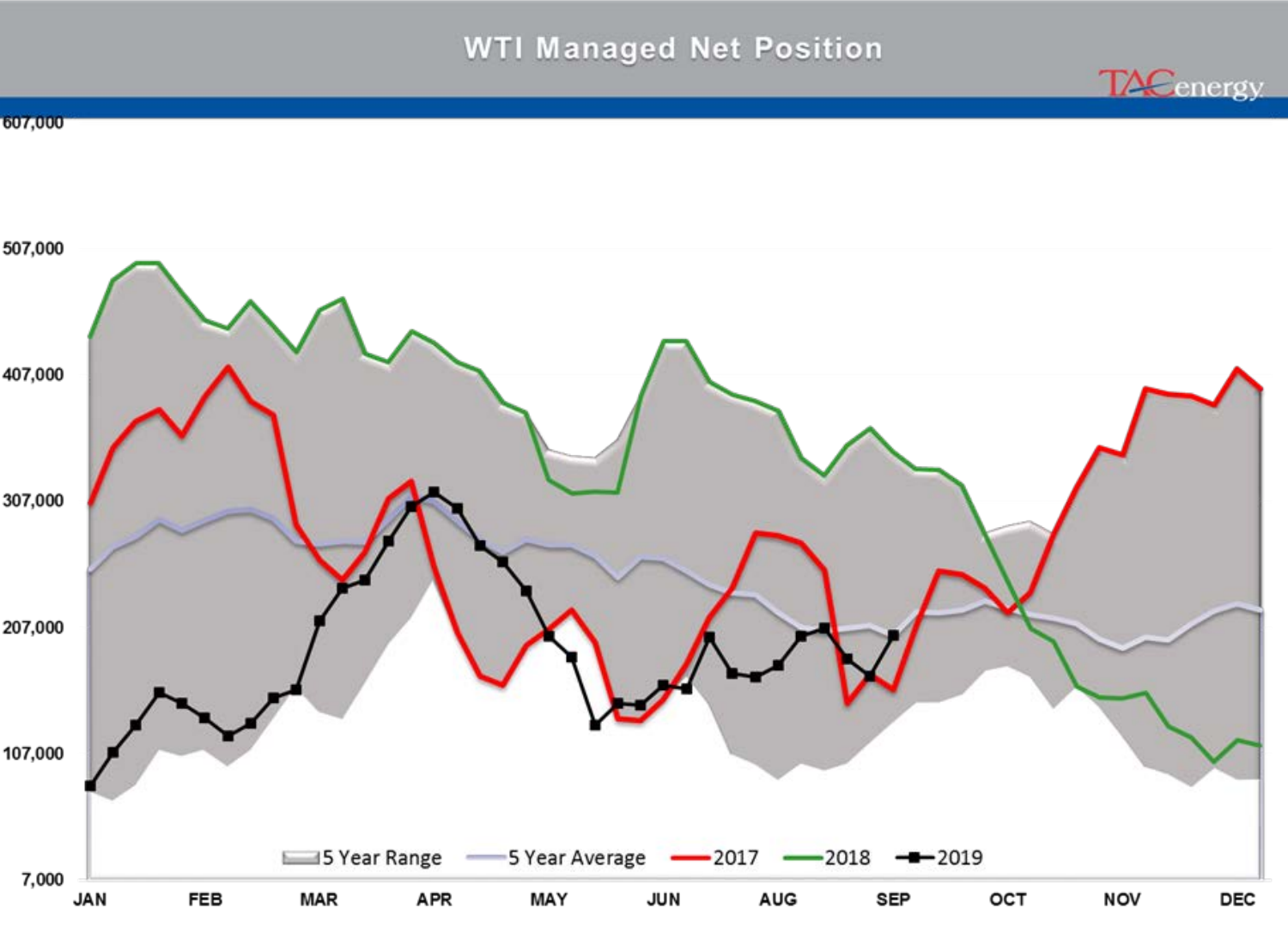## WTI Managed Net Position

TACenergy

607,000
507,000
407,000
307,000
207,000
107,000
7,000

JAN FEB MAR APR MAY JUN AUG SEP OCT NOV DEC

5 Year Range | 5 Year Average | 2017 | 2018 | 2019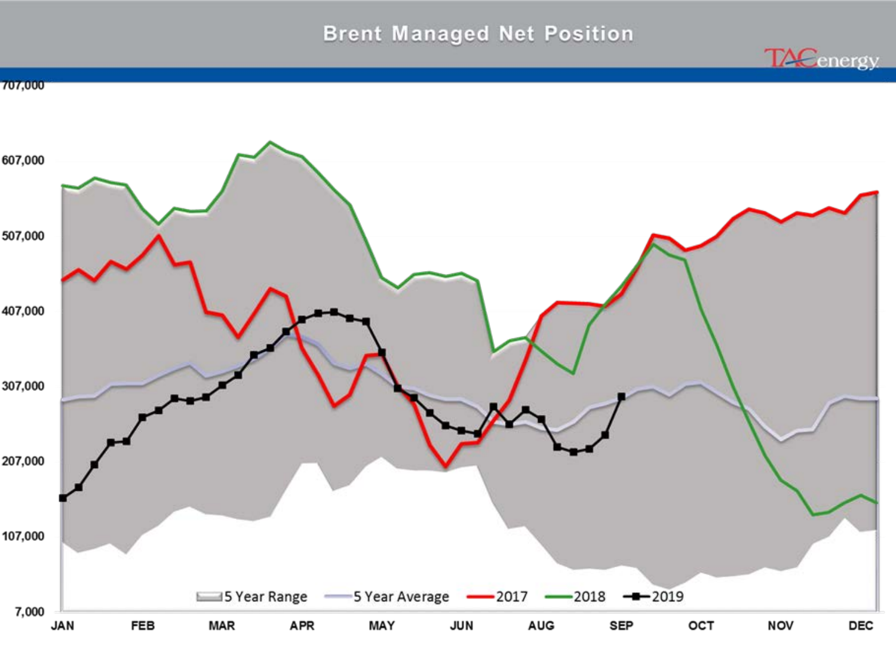Brent Managed Net Position

TACenergy

707,000

607,000

507,000

407,000

307,000

207,000

107,000

7,000

JAN FEB MAR APR MAY JUN AUG SEP OCT NOV DEC

5 Year Range

5 Year Average

2017

2018

2019